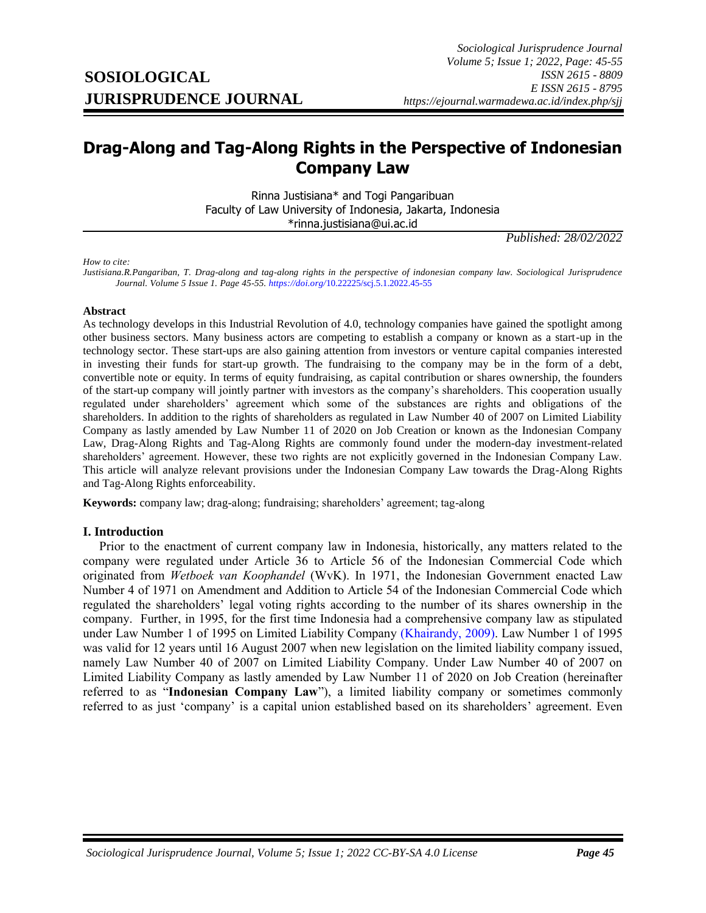# Drag-Along and Tag-Along Rights in the Perspective of Indonesian Company Law

Rinna Justisiana* and Togi Pangaribuan
Faculty of Law University of Indonesia, Jakarta, Indonesia
*rinna.justisiana@ui.ac.id

*Published: 28/02/2022*

*How to cite:*
*Justisiana.R.Pangariban, T. Drag-along and tag-along rights in the perspective of indonesian company law. Sociological Jurisprudence Journal. Volume 5 Issue 1. Page 45-55. https://doi.org/10.22225/scj.5.1.2022.45-55*

**Abstract**

As technology develops in this Industrial Revolution of 4.0, technology companies have gained the spotlight among other business sectors. Many business actors are competing to establish a company or known as a start-up in the technology sector. These start-ups are also gaining attention from investors or venture capital companies interested in investing their funds for start-up growth. The fundraising to the company may be in the form of a debt, convertible note or equity. In terms of equity fundraising, as capital contribution or shares ownership, the founders of the start-up company will jointly partner with investors as the company's shareholders. This cooperation usually regulated under shareholders' agreement which some of the substances are rights and obligations of the shareholders. In addition to the rights of shareholders as regulated in Law Number 40 of 2007 on Limited Liability Company as lastly amended by Law Number 11 of 2020 on Job Creation or known as the Indonesian Company Law, Drag-Along Rights and Tag-Along Rights are commonly found under the modern-day investment-related shareholders' agreement. However, these two rights are not explicitly governed in the Indonesian Company Law. This article will analyze relevant provisions under the Indonesian Company Law towards the Drag-Along Rights and Tag-Along Rights enforceability.

**Keywords:** company law; drag-along; fundraising; shareholders' agreement; tag-along

## I. Introduction

Prior to the enactment of current company law in Indonesia, historically, any matters related to the company were regulated under Article 36 to Article 56 of the Indonesian Commercial Code which originated from *Wetboek van Koophandel* (WvK). In 1971, the Indonesian Government enacted Law Number 4 of 1971 on Amendment and Addition to Article 54 of the Indonesian Commercial Code which regulated the shareholders' legal voting rights according to the number of its shares ownership in the company. Further, in 1995, for the first time Indonesia had a comprehensive company law as stipulated under Law Number 1 of 1995 on Limited Liability Company (Khairandy, 2009). Law Number 1 of 1995 was valid for 12 years until 16 August 2007 when new legislation on the limited liability company issued, namely Law Number 40 of 2007 on Limited Liability Company. Under Law Number 40 of 2007 on Limited Liability Company as lastly amended by Law Number 11 of 2020 on Job Creation (hereinafter referred to as "**Indonesian Company Law**"), a limited liability company or sometimes commonly referred to as just 'company' is a capital union established based on its shareholders' agreement. Even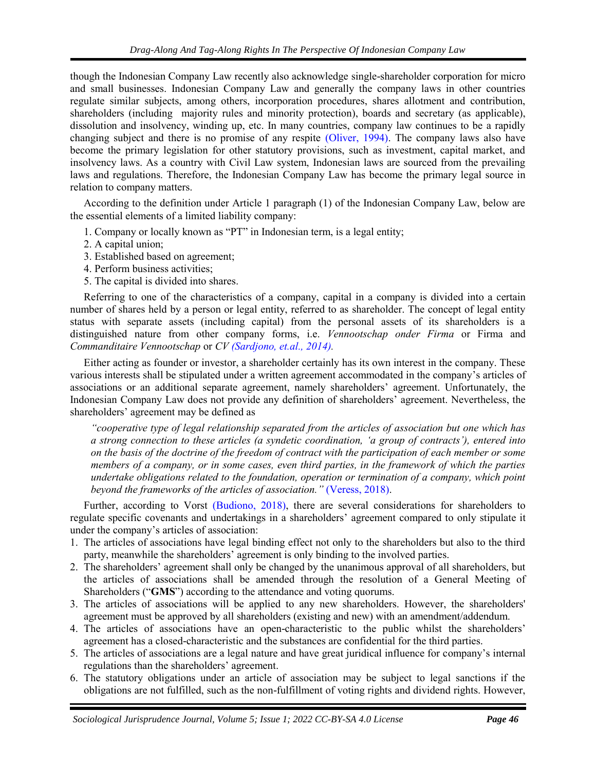though the Indonesian Company Law recently also acknowledge single-shareholder corporation for micro and small businesses. Indonesian Company Law and generally the company laws in other countries regulate similar subjects, among others, incorporation procedures, shares allotment and contribution, shareholders (including majority rules and minority protection), boards and secretary (as applicable), dissolution and insolvency, winding up, etc. In many countries, company law continues to be a rapidly changing subject and there is no promise of any respite (Oliver, 1994). The company laws also have become the primary legislation for other statutory provisions, such as investment, capital market, and insolvency laws. As a country with Civil Law system, Indonesian laws are sourced from the prevailing laws and regulations. Therefore, the Indonesian Company Law has become the primary legal source in relation to company matters.

According to the definition under Article 1 paragraph (1) of the Indonesian Company Law, below are the essential elements of a limited liability company:

1. Company or locally known as "PT" in Indonesian term, is a legal entity;
2. A capital union;
3. Established based on agreement;
4. Perform business activities;
5. The capital is divided into shares.

Referring to one of the characteristics of a company, capital in a company is divided into a certain number of shares held by a person or legal entity, referred to as shareholder. The concept of legal entity status with separate assets (including capital) from the personal assets of its shareholders is a distinguished nature from other company forms, i.e. *Vennootschap onder Firma* or Firma and *Commanditaire Vennootschap* or *CV (Sardjono, et.al., 2014).*

Either acting as founder or investor, a shareholder certainly has its own interest in the company. These various interests shall be stipulated under a written agreement accommodated in the company's articles of associations or an additional separate agreement, namely shareholders' agreement. Unfortunately, the Indonesian Company Law does not provide any definition of shareholders' agreement. Nevertheless, the shareholders' agreement may be defined as

> *"cooperative type of legal relationship separated from the articles of association but one which has a strong connection to these articles (a syndetic coordination, 'a group of contracts'), entered into on the basis of the doctrine of the freedom of contract with the participation of each member or some members of a company, or in some cases, even third parties, in the framework of which the parties undertake obligations related to the foundation, operation or termination of a company, which point beyond the frameworks of the articles of association."* (Veress, 2018).

Further, according to Vorst (Budiono, 2018), there are several considerations for shareholders to regulate specific covenants and undertakings in a shareholders' agreement compared to only stipulate it under the company's articles of association:

1. The articles of associations have legal binding effect not only to the shareholders but also to the third party, meanwhile the shareholders' agreement is only binding to the involved parties.
2. The shareholders' agreement shall only be changed by the unanimous approval of all shareholders, but the articles of associations shall be amended through the resolution of a General Meeting of Shareholders ("**GMS**") according to the attendance and voting quorums.
3. The articles of associations will be applied to any new shareholders. However, the shareholders' agreement must be approved by all shareholders (existing and new) with an amendment/addendum.
4. The articles of associations have an open-characteristic to the public whilst the shareholders' agreement has a closed-characteristic and the substances are confidential for the third parties.
5. The articles of associations are a legal nature and have great juridical influence for company's internal regulations than the shareholders' agreement.
6. The statutory obligations under an article of association may be subject to legal sanctions if the obligations are not fulfilled, such as the non-fulfillment of voting rights and dividend rights. However,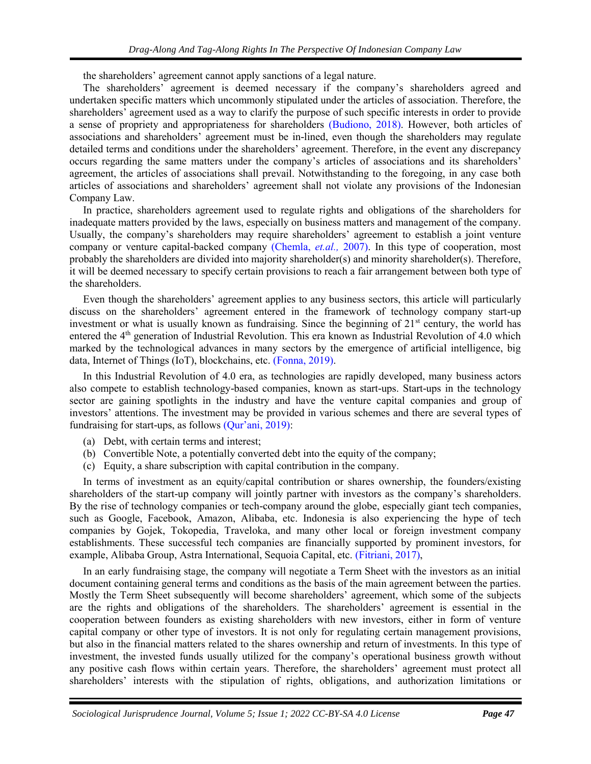the shareholders' agreement cannot apply sanctions of a legal nature.

The shareholders' agreement is deemed necessary if the company's shareholders agreed and undertaken specific matters which uncommonly stipulated under the articles of association. Therefore, the shareholders' agreement used as a way to clarify the purpose of such specific interests in order to provide a sense of propriety and appropriateness for shareholders (Budiono, 2018). However, both articles of associations and shareholders' agreement must be in-lined, even though the shareholders may regulate detailed terms and conditions under the shareholders' agreement. Therefore, in the event any discrepancy occurs regarding the same matters under the company's articles of associations and its shareholders' agreement, the articles of associations shall prevail. Notwithstanding to the foregoing, in any case both articles of associations and shareholders' agreement shall not violate any provisions of the Indonesian Company Law.

In practice, shareholders agreement used to regulate rights and obligations of the shareholders for inadequate matters provided by the laws, especially on business matters and management of the company. Usually, the company's shareholders may require shareholders' agreement to establish a joint venture company or venture capital-backed company (Chemla, *et.al.,* 2007). In this type of cooperation, most probably the shareholders are divided into majority shareholder(s) and minority shareholder(s). Therefore, it will be deemed necessary to specify certain provisions to reach a fair arrangement between both type of the shareholders.

Even though the shareholders' agreement applies to any business sectors, this article will particularly discuss on the shareholders' agreement entered in the framework of technology company start-up investment or what is usually known as fundraising. Since the beginning of 21st century, the world has entered the 4th generation of Industrial Revolution. This era known as Industrial Revolution of 4.0 which marked by the technological advances in many sectors by the emergence of artificial intelligence, big data, Internet of Things (IoT), blockchains, etc. (Fonna, 2019).

In this Industrial Revolution of 4.0 era, as technologies are rapidly developed, many business actors also compete to establish technology-based companies, known as start-ups. Start-ups in the technology sector are gaining spotlights in the industry and have the venture capital companies and group of investors' attentions. The investment may be provided in various schemes and there are several types of fundraising for start-ups, as follows (Qur'ani, 2019):

(a) Debt, with certain terms and interest;
(b) Convertible Note, a potentially converted debt into the equity of the company;
(c) Equity, a share subscription with capital contribution in the company.

In terms of investment as an equity/capital contribution or shares ownership, the founders/existing shareholders of the start-up company will jointly partner with investors as the company's shareholders. By the rise of technology companies or tech-company around the globe, especially giant tech companies, such as Google, Facebook, Amazon, Alibaba, etc. Indonesia is also experiencing the hype of tech companies by Gojek, Tokopedia, Traveloka, and many other local or foreign investment company establishments. These successful tech companies are financially supported by prominent investors, for example, Alibaba Group, Astra International, Sequoia Capital, etc. (Fitriani, 2017),

In an early fundraising stage, the company will negotiate a Term Sheet with the investors as an initial document containing general terms and conditions as the basis of the main agreement between the parties. Mostly the Term Sheet subsequently will become shareholders' agreement, which some of the subjects are the rights and obligations of the shareholders. The shareholders' agreement is essential in the cooperation between founders as existing shareholders with new investors, either in form of venture capital company or other type of investors. It is not only for regulating certain management provisions, but also in the financial matters related to the shares ownership and return of investments. In this type of investment, the invested funds usually utilized for the company's operational business growth without any positive cash flows within certain years. Therefore, the shareholders' agreement must protect all shareholders' interests with the stipulation of rights, obligations, and authorization limitations or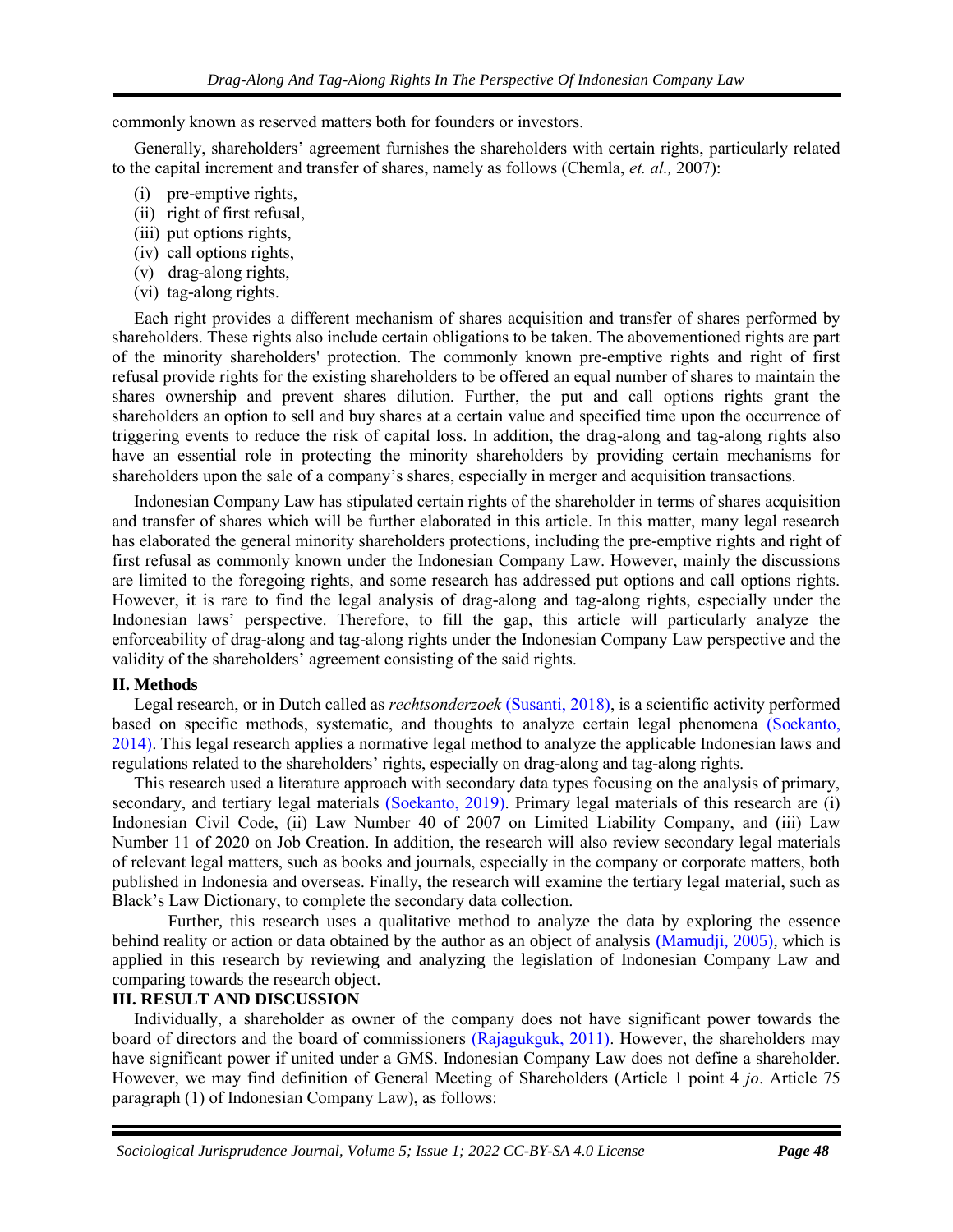commonly known as reserved matters both for founders or investors.

Generally, shareholders' agreement furnishes the shareholders with certain rights, particularly related to the capital increment and transfer of shares, namely as follows (Chemla, *et. al.,* 2007):

(i) pre-emptive rights,
(ii) right of first refusal,
(iii) put options rights,
(iv) call options rights,
(v) drag-along rights,
(vi) tag-along rights.

Each right provides a different mechanism of shares acquisition and transfer of shares performed by shareholders. These rights also include certain obligations to be taken. The abovementioned rights are part of the minority shareholders' protection. The commonly known pre-emptive rights and right of first refusal provide rights for the existing shareholders to be offered an equal number of shares to maintain the shares ownership and prevent shares dilution. Further, the put and call options rights grant the shareholders an option to sell and buy shares at a certain value and specified time upon the occurrence of triggering events to reduce the risk of capital loss. In addition, the drag-along and tag-along rights also have an essential role in protecting the minority shareholders by providing certain mechanisms for shareholders upon the sale of a company's shares, especially in merger and acquisition transactions.

Indonesian Company Law has stipulated certain rights of the shareholder in terms of shares acquisition and transfer of shares which will be further elaborated in this article. In this matter, many legal research has elaborated the general minority shareholders protections, including the pre-emptive rights and right of first refusal as commonly known under the Indonesian Company Law. However, mainly the discussions are limited to the foregoing rights, and some research has addressed put options and call options rights. However, it is rare to find the legal analysis of drag-along and tag-along rights, especially under the Indonesian laws' perspective. Therefore, to fill the gap, this article will particularly analyze the enforceability of drag-along and tag-along rights under the Indonesian Company Law perspective and the validity of the shareholders' agreement consisting of the said rights.

## II. Methods

Legal research, or in Dutch called as *rechtsonderzoek* (Susanti, 2018), is a scientific activity performed based on specific methods, systematic, and thoughts to analyze certain legal phenomena (Soekanto, 2014). This legal research applies a normative legal method to analyze the applicable Indonesian laws and regulations related to the shareholders' rights, especially on drag-along and tag-along rights.

This research used a literature approach with secondary data types focusing on the analysis of primary, secondary, and tertiary legal materials (Soekanto, 2019). Primary legal materials of this research are (i) Indonesian Civil Code, (ii) Law Number 40 of 2007 on Limited Liability Company, and (iii) Law Number 11 of 2020 on Job Creation. In addition, the research will also review secondary legal materials of relevant legal matters, such as books and journals, especially in the company or corporate matters, both published in Indonesia and overseas. Finally, the research will examine the tertiary legal material, such as Black's Law Dictionary, to complete the secondary data collection.

Further, this research uses a qualitative method to analyze the data by exploring the essence behind reality or action or data obtained by the author as an object of analysis (Mamudji, 2005), which is applied in this research by reviewing and analyzing the legislation of Indonesian Company Law and comparing towards the research object.

## III. RESULT AND DISCUSSION

Individually, a shareholder as owner of the company does not have significant power towards the board of directors and the board of commissioners (Rajagukguk, 2011). However, the shareholders may have significant power if united under a GMS. Indonesian Company Law does not define a shareholder. However, we may find definition of General Meeting of Shareholders (Article 1 point 4 *jo*. Article 75 paragraph (1) of Indonesian Company Law), as follows: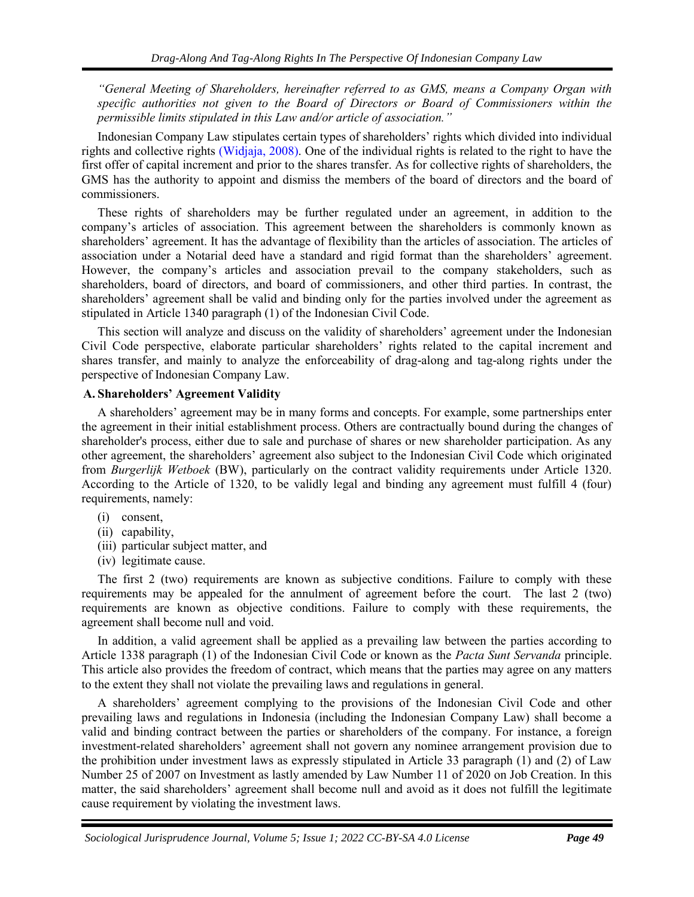*"General Meeting of Shareholders, hereinafter referred to as GMS, means a Company Organ with specific authorities not given to the Board of Directors or Board of Commissioners within the permissible limits stipulated in this Law and/or article of association."*

Indonesian Company Law stipulates certain types of shareholders' rights which divided into individual rights and collective rights (Widjaja, 2008). One of the individual rights is related to the right to have the first offer of capital increment and prior to the shares transfer. As for collective rights of shareholders, the GMS has the authority to appoint and dismiss the members of the board of directors and the board of commissioners.

These rights of shareholders may be further regulated under an agreement, in addition to the company's articles of association. This agreement between the shareholders is commonly known as shareholders' agreement. It has the advantage of flexibility than the articles of association. The articles of association under a Notarial deed have a standard and rigid format than the shareholders' agreement. However, the company's articles and association prevail to the company stakeholders, such as shareholders, board of directors, and board of commissioners, and other third parties. In contrast, the shareholders' agreement shall be valid and binding only for the parties involved under the agreement as stipulated in Article 1340 paragraph (1) of the Indonesian Civil Code.

This section will analyze and discuss on the validity of shareholders' agreement under the Indonesian Civil Code perspective, elaborate particular shareholders' rights related to the capital increment and shares transfer, and mainly to analyze the enforceability of drag-along and tag-along rights under the perspective of Indonesian Company Law.

### A. Shareholders' Agreement Validity

A shareholders' agreement may be in many forms and concepts. For example, some partnerships enter the agreement in their initial establishment process. Others are contractually bound during the changes of shareholder's process, either due to sale and purchase of shares or new shareholder participation. As any other agreement, the shareholders' agreement also subject to the Indonesian Civil Code which originated from *Burgerlijk Wetboek* (BW), particularly on the contract validity requirements under Article 1320. According to the Article of 1320, to be validly legal and binding any agreement must fulfill 4 (four) requirements, namely:

- (i) consent,
- (ii) capability,
- (iii) particular subject matter, and
- (iv) legitimate cause.

The first 2 (two) requirements are known as subjective conditions. Failure to comply with these requirements may be appealed for the annulment of agreement before the court. The last 2 (two) requirements are known as objective conditions. Failure to comply with these requirements, the agreement shall become null and void.

In addition, a valid agreement shall be applied as a prevailing law between the parties according to Article 1338 paragraph (1) of the Indonesian Civil Code or known as the *Pacta Sunt Servanda* principle. This article also provides the freedom of contract, which means that the parties may agree on any matters to the extent they shall not violate the prevailing laws and regulations in general.

A shareholders' agreement complying to the provisions of the Indonesian Civil Code and other prevailing laws and regulations in Indonesia (including the Indonesian Company Law) shall become a valid and binding contract between the parties or shareholders of the company. For instance, a foreign investment-related shareholders' agreement shall not govern any nominee arrangement provision due to the prohibition under investment laws as expressly stipulated in Article 33 paragraph (1) and (2) of Law Number 25 of 2007 on Investment as lastly amended by Law Number 11 of 2020 on Job Creation. In this matter, the said shareholders' agreement shall become null and avoid as it does not fulfill the legitimate cause requirement by violating the investment laws.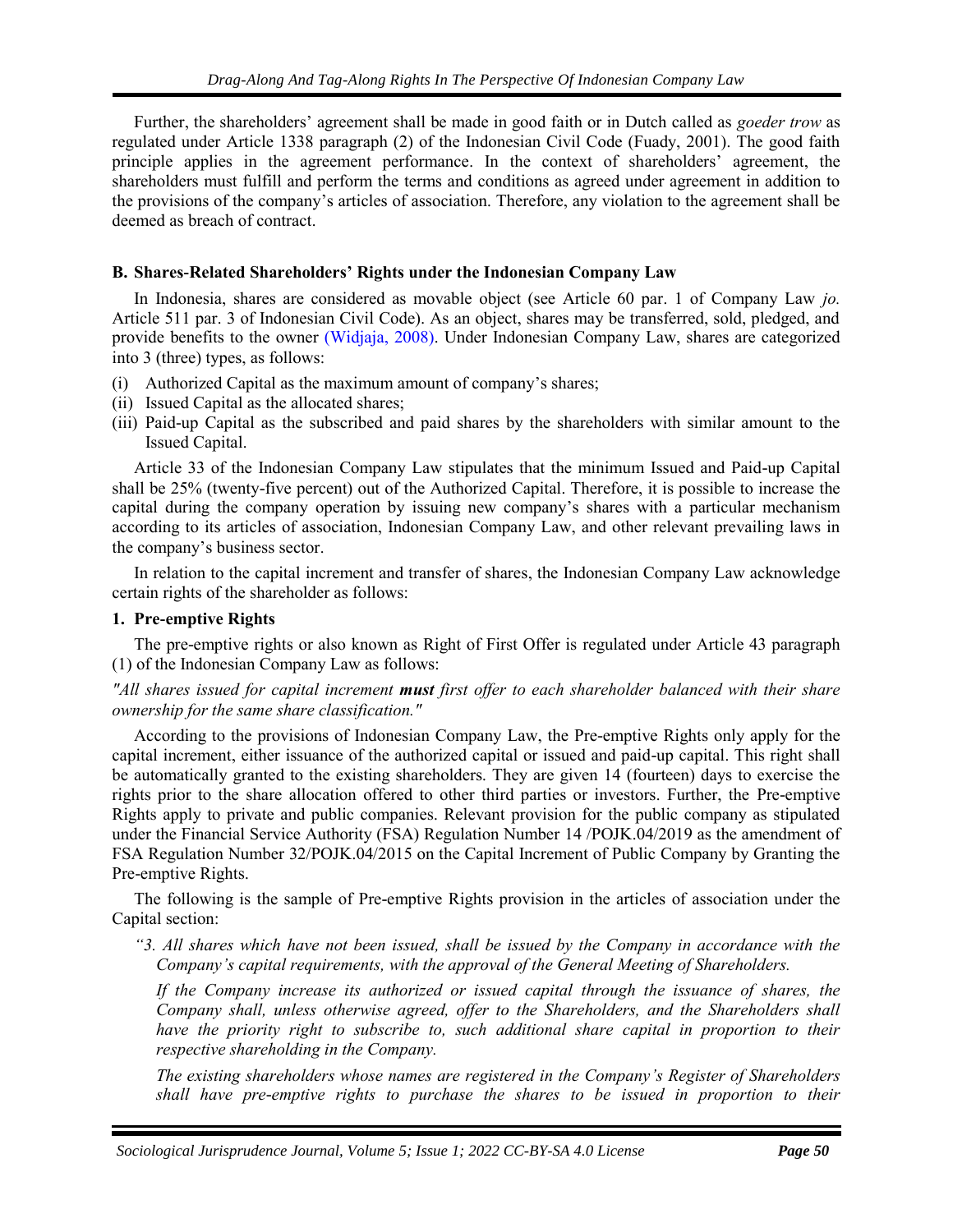Further, the shareholders' agreement shall be made in good faith or in Dutch called as *goeder trow* as regulated under Article 1338 paragraph (2) of the Indonesian Civil Code (Fuady, 2001). The good faith principle applies in the agreement performance. In the context of shareholders' agreement, the shareholders must fulfill and perform the terms and conditions as agreed under agreement in addition to the provisions of the company's articles of association. Therefore, any violation to the agreement shall be deemed as breach of contract.

### B. Shares-Related Shareholders' Rights under the Indonesian Company Law

In Indonesia, shares are considered as movable object (see Article 60 par. 1 of Company Law *jo.* Article 511 par. 3 of Indonesian Civil Code). As an object, shares may be transferred, sold, pledged, and provide benefits to the owner (Widjaja, 2008). Under Indonesian Company Law, shares are categorized into 3 (three) types, as follows:

(i) Authorized Capital as the maximum amount of company's shares;
(ii) Issued Capital as the allocated shares;
(iii) Paid-up Capital as the subscribed and paid shares by the shareholders with similar amount to the Issued Capital.

Article 33 of the Indonesian Company Law stipulates that the minimum Issued and Paid-up Capital shall be 25% (twenty-five percent) out of the Authorized Capital. Therefore, it is possible to increase the capital during the company operation by issuing new company's shares with a particular mechanism according to its articles of association, Indonesian Company Law, and other relevant prevailing laws in the company's business sector.

In relation to the capital increment and transfer of shares, the Indonesian Company Law acknowledge certain rights of the shareholder as follows:

#### 1. Pre-emptive Rights

The pre-emptive rights or also known as Right of First Offer is regulated under Article 43 paragraph (1) of the Indonesian Company Law as follows:

*"All shares issued for capital increment **must** first offer to each shareholder balanced with their share ownership for the same share classification."*

According to the provisions of Indonesian Company Law, the Pre-emptive Rights only apply for the capital increment, either issuance of the authorized capital or issued and paid-up capital. This right shall be automatically granted to the existing shareholders. They are given 14 (fourteen) days to exercise the rights prior to the share allocation offered to other third parties or investors. Further, the Pre-emptive Rights apply to private and public companies. Relevant provision for the public company as stipulated under the Financial Service Authority (FSA) Regulation Number 14 /POJK.04/2019 as the amendment of FSA Regulation Number 32/POJK.04/2015 on the Capital Increment of Public Company by Granting the Pre-emptive Rights.

The following is the sample of Pre-emptive Rights provision in the articles of association under the Capital section:

> *"3. All shares which have not been issued, shall be issued by the Company in accordance with the Company's capital requirements, with the approval of the General Meeting of Shareholders.*
>
> *If the Company increase its authorized or issued capital through the issuance of shares, the Company shall, unless otherwise agreed, offer to the Shareholders, and the Shareholders shall have the priority right to subscribe to, such additional share capital in proportion to their respective shareholding in the Company.*
>
> *The existing shareholders whose names are registered in the Company's Register of Shareholders shall have pre-emptive rights to purchase the shares to be issued in proportion to their*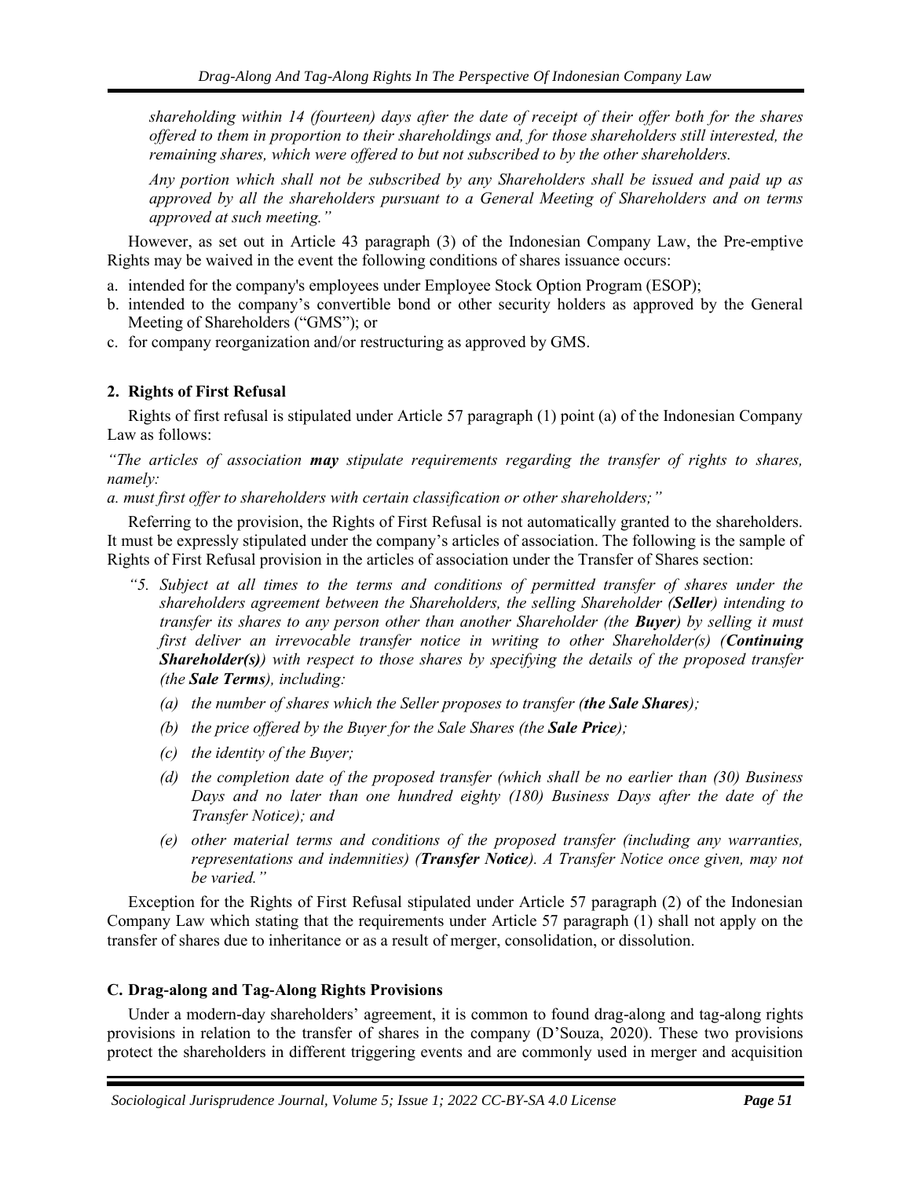*shareholding within 14 (fourteen) days after the date of receipt of their offer both for the shares offered to them in proportion to their shareholdings and, for those shareholders still interested, the remaining shares, which were offered to but not subscribed to by the other shareholders.*

*Any portion which shall not be subscribed by any Shareholders shall be issued and paid up as approved by all the shareholders pursuant to a General Meeting of Shareholders and on terms approved at such meeting."*

However, as set out in Article 43 paragraph (3) of the Indonesian Company Law, the Pre-emptive Rights may be waived in the event the following conditions of shares issuance occurs:

a. intended for the company's employees under Employee Stock Option Program (ESOP);
b. intended to the company's convertible bond or other security holders as approved by the General Meeting of Shareholders ("GMS"); or
c. for company reorganization and/or restructuring as approved by GMS.

**2. Rights of First Refusal**

Rights of first refusal is stipulated under Article 57 paragraph (1) point (a) of the Indonesian Company Law as follows:

*"The articles of association **may** stipulate requirements regarding the transfer of rights to shares, namely:*

*a. must first offer to shareholders with certain classification or other shareholders;"*

Referring to the provision, the Rights of First Refusal is not automatically granted to the shareholders. It must be expressly stipulated under the company's articles of association. The following is the sample of Rights of First Refusal provision in the articles of association under the Transfer of Shares section:

*"5. Subject at all times to the terms and conditions of permitted transfer of shares under the shareholders agreement between the Shareholders, the selling Shareholder (**Seller**) intending to transfer its shares to any person other than another Shareholder (the **Buyer**) by selling it must first deliver an irrevocable transfer notice in writing to other Shareholder(s) (**Continuing Shareholder(s)**) with respect to those shares by specifying the details of the proposed transfer (the **Sale Terms**), including:*

*(a) the number of shares which the Seller proposes to transfer (**the Sale Shares**);*

*(b) the price offered by the Buyer for the Sale Shares (the **Sale Price**);*

*(c) the identity of the Buyer;*

*(d) the completion date of the proposed transfer (which shall be no earlier than (30) Business Days and no later than one hundred eighty (180) Business Days after the date of the Transfer Notice); and*

*(e) other material terms and conditions of the proposed transfer (including any warranties, representations and indemnities) (**Transfer Notice**). A Transfer Notice once given, may not be varied."*

Exception for the Rights of First Refusal stipulated under Article 57 paragraph (2) of the Indonesian Company Law which stating that the requirements under Article 57 paragraph (1) shall not apply on the transfer of shares due to inheritance or as a result of merger, consolidation, or dissolution.

**C. Drag-along and Tag-Along Rights Provisions**

Under a modern-day shareholders' agreement, it is common to found drag-along and tag-along rights provisions in relation to the transfer of shares in the company (D'Souza, 2020). These two provisions protect the shareholders in different triggering events and are commonly used in merger and acquisition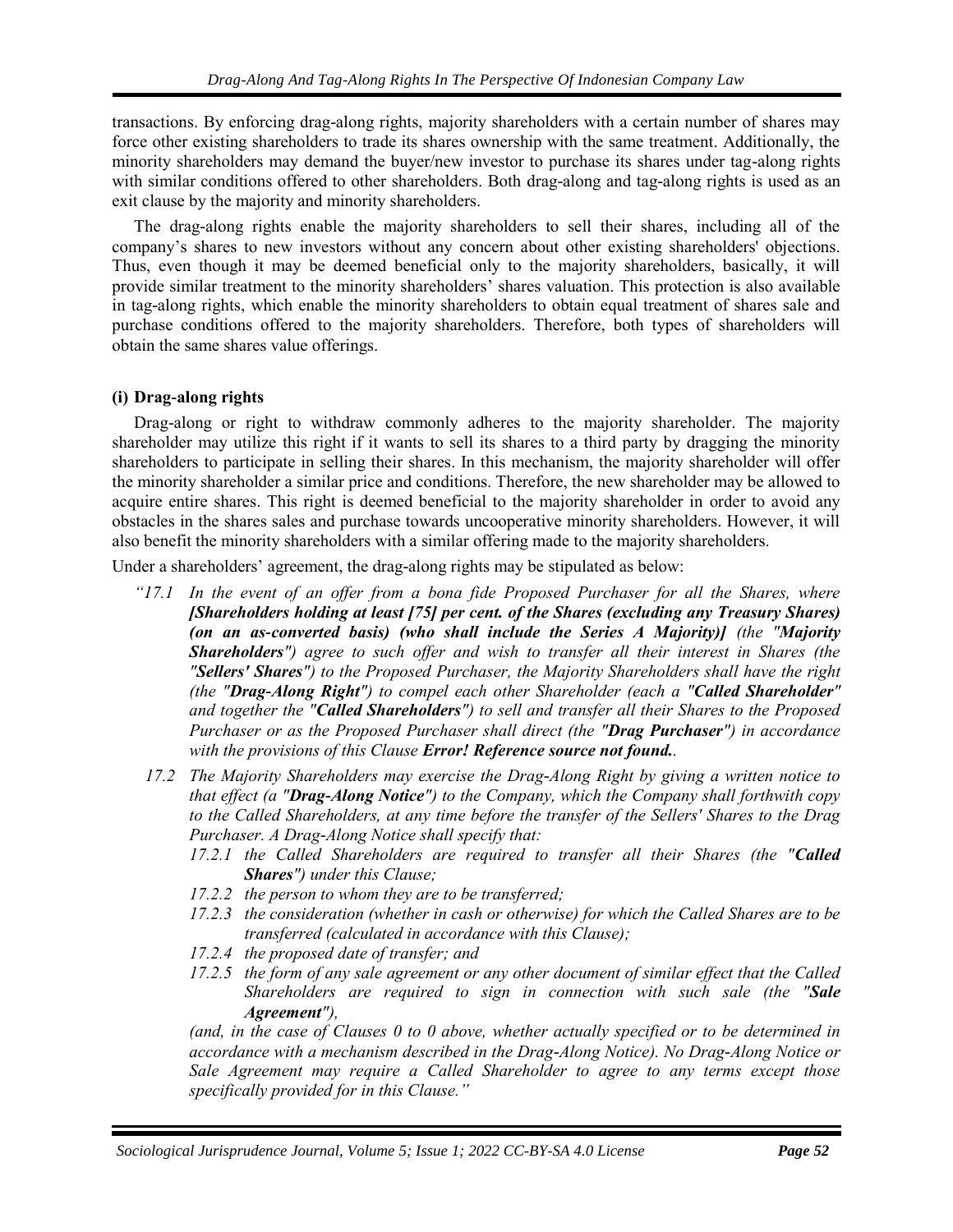transactions. By enforcing drag-along rights, majority shareholders with a certain number of shares may force other existing shareholders to trade its shares ownership with the same treatment. Additionally, the minority shareholders may demand the buyer/new investor to purchase its shares under tag-along rights with similar conditions offered to other shareholders. Both drag-along and tag-along rights is used as an exit clause by the majority and minority shareholders.

The drag-along rights enable the majority shareholders to sell their shares, including all of the company's shares to new investors without any concern about other existing shareholders' objections. Thus, even though it may be deemed beneficial only to the majority shareholders, basically, it will provide similar treatment to the minority shareholders' shares valuation. This protection is also available in tag-along rights, which enable the minority shareholders to obtain equal treatment of shares sale and purchase conditions offered to the majority shareholders. Therefore, both types of shareholders will obtain the same shares value offerings.

**(i) Drag-along rights**

Drag-along or right to withdraw commonly adheres to the majority shareholder. The majority shareholder may utilize this right if it wants to sell its shares to a third party by dragging the minority shareholders to participate in selling their shares. In this mechanism, the majority shareholder will offer the minority shareholder a similar price and conditions. Therefore, the new shareholder may be allowed to acquire entire shares. This right is deemed beneficial to the majority shareholder in order to avoid any obstacles in the shares sales and purchase towards uncooperative minority shareholders. However, it will also benefit the minority shareholders with a similar offering made to the majority shareholders.

Under a shareholders' agreement, the drag-along rights may be stipulated as below:

*"17.1 In the event of an offer from a bona fide Proposed Purchaser for all the Shares, where* ***[Shareholders holding at least [75] per cent. of the Shares (excluding any Treasury Shares) (on an as-converted basis) (who shall include the Series A Majority)]*** *(the "****Majority Shareholders****") agree to such offer and wish to transfer all their interest in Shares (the "****Sellers' Shares****") to the Proposed Purchaser, the Majority Shareholders shall have the right (the "****Drag-Along Right****") to compel each other Shareholder (each a "****Called Shareholder****" and together the "****Called Shareholders****") to sell and transfer all their Shares to the Proposed Purchaser or as the Proposed Purchaser shall direct (the "****Drag Purchaser****") in accordance with the provisions of this Clause* ***Error! Reference source not found.****.*

*17.2 The Majority Shareholders may exercise the Drag-Along Right by giving a written notice to that effect (a "****Drag-Along Notice****") to the Company, which the Company shall forthwith copy to the Called Shareholders, at any time before the transfer of the Sellers' Shares to the Drag Purchaser. A Drag-Along Notice shall specify that:*

- *17.2.1 the Called Shareholders are required to transfer all their Shares (the "****Called Shares****") under this Clause;*
- *17.2.2 the person to whom they are to be transferred;*
- *17.2.3 the consideration (whether in cash or otherwise) for which the Called Shares are to be transferred (calculated in accordance with this Clause);*
- *17.2.4 the proposed date of transfer; and*
- *17.2.5 the form of any sale agreement or any other document of similar effect that the Called Shareholders are required to sign in connection with such sale (the "****Sale Agreement****"),*

*(and, in the case of Clauses 0 to 0 above, whether actually specified or to be determined in accordance with a mechanism described in the Drag-Along Notice). No Drag-Along Notice or Sale Agreement may require a Called Shareholder to agree to any terms except those specifically provided for in this Clause."*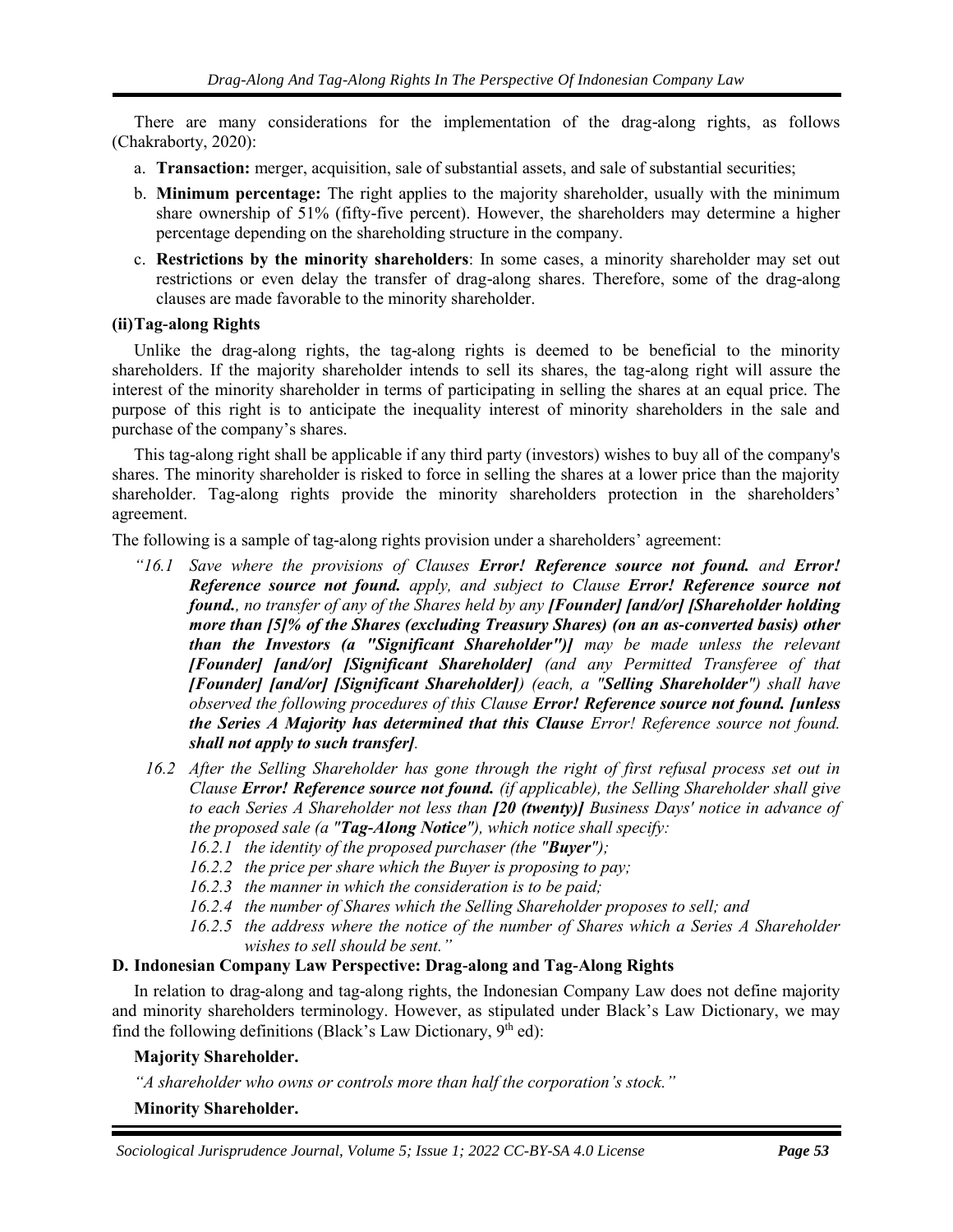There are many considerations for the implementation of the drag-along rights, as follows (Chakraborty, 2020):

a. **Transaction:** merger, acquisition, sale of substantial assets, and sale of substantial securities;
b. **Minimum percentage:** The right applies to the majority shareholder, usually with the minimum share ownership of 51% (fifty-five percent). However, the shareholders may determine a higher percentage depending on the shareholding structure in the company.
c. **Restrictions by the minority shareholders**: In some cases, a minority shareholder may set out restrictions or even delay the transfer of drag-along shares. Therefore, some of the drag-along clauses are made favorable to the minority shareholder.

**(ii) Tag-along Rights**

Unlike the drag-along rights, the tag-along rights is deemed to be beneficial to the minority shareholders. If the majority shareholder intends to sell its shares, the tag-along right will assure the interest of the minority shareholder in terms of participating in selling the shares at an equal price. The purpose of this right is to anticipate the inequality interest of minority shareholders in the sale and purchase of the company's shares.

This tag-along right shall be applicable if any third party (investors) wishes to buy all of the company's shares. The minority shareholder is risked to force in selling the shares at a lower price than the majority shareholder. Tag-along rights provide the minority shareholders protection in the shareholders' agreement.

The following is a sample of tag-along rights provision under a shareholders' agreement:

*"16.1 Save where the provisions of Clauses* ***Error! Reference source not found.*** *and* ***Error! Reference source not found.*** *apply, and subject to Clause* ***Error! Reference source not found.****, no transfer of any of the Shares held by any* ***[Founder] [and/or] [Shareholder holding more than [5]% of the Shares (excluding Treasury Shares) (on an as-converted basis) other than the Investors (a "Significant Shareholder")]*** *may be made unless the relevant* ***[Founder] [and/or] [Significant Shareholder]*** *(and any Permitted Transferee of that* ***[Founder] [and/or] [Significant Shareholder]****) (each, a* ***"Selling Shareholder"****) shall have observed the following procedures of this Clause* ***Error! Reference source not found. [unless the Series A Majority has determined that this Clause*** *Error! Reference source not found.* ***shall not apply to such transfer]****.*

*16.2 After the Selling Shareholder has gone through the right of first refusal process set out in Clause* ***Error! Reference source not found.*** *(if applicable), the Selling Shareholder shall give to each Series A Shareholder not less than* ***[20 (twenty)]*** *Business Days' notice in advance of the proposed sale (a "****Tag-Along Notice****"), which notice shall specify:*

*16.2.1 the identity of the proposed purchaser (the "****Buyer****");*
*16.2.2 the price per share which the Buyer is proposing to pay;*
*16.2.3 the manner in which the consideration is to be paid;*
*16.2.4 the number of Shares which the Selling Shareholder proposes to sell; and*
*16.2.5 the address where the notice of the number of Shares which a Series A Shareholder wishes to sell should be sent."*

**D. Indonesian Company Law Perspective: Drag-along and Tag-Along Rights**

In relation to drag-along and tag-along rights, the Indonesian Company Law does not define majority and minority shareholders terminology. However, as stipulated under Black's Law Dictionary, we may find the following definitions (Black's Law Dictionary, 9th ed):

**Majority Shareholder.**

*"A shareholder who owns or controls more than half the corporation's stock."*

**Minority Shareholder.**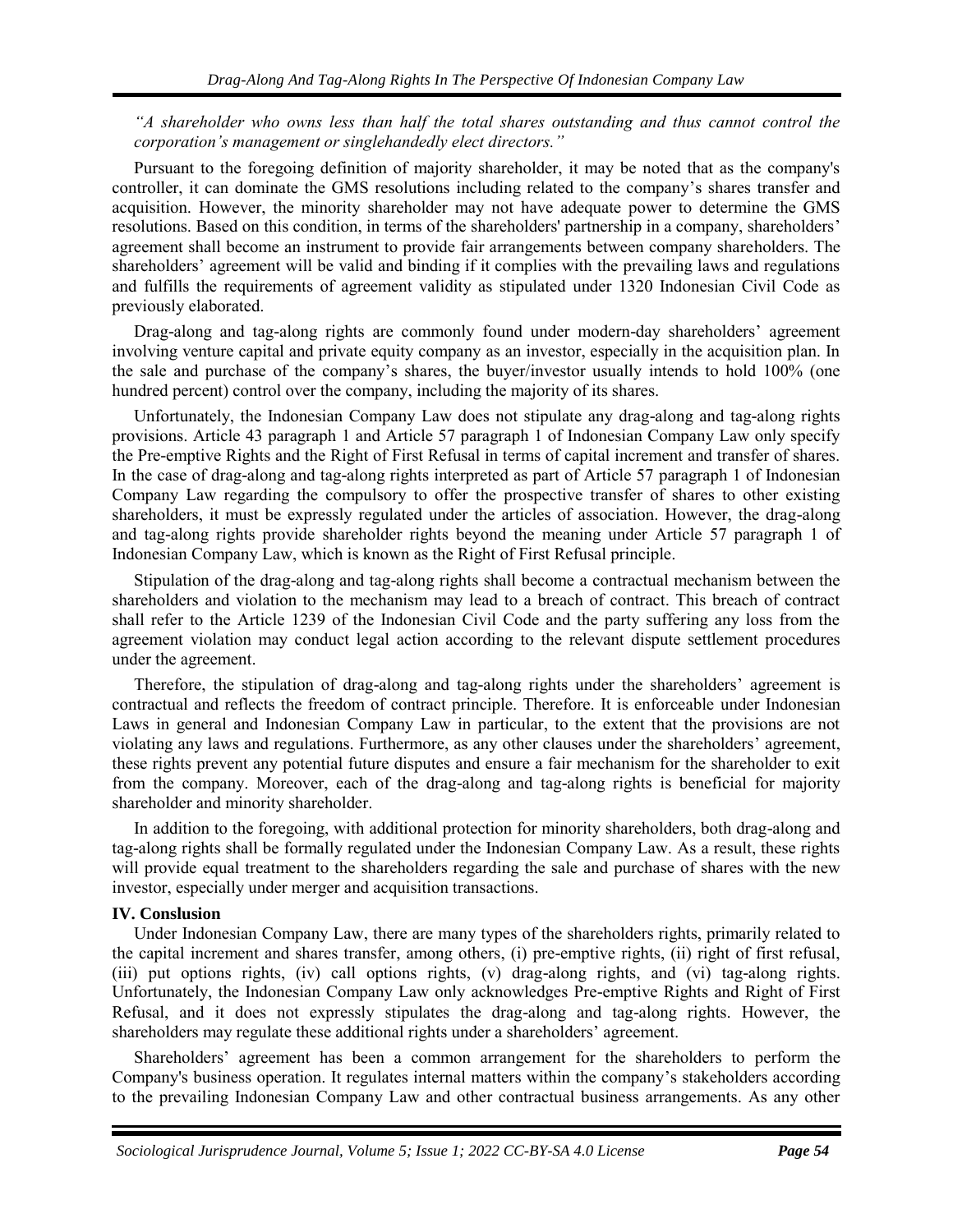*"A shareholder who owns less than half the total shares outstanding and thus cannot control the corporation's management or singlehandedly elect directors."*

Pursuant to the foregoing definition of majority shareholder, it may be noted that as the company's controller, it can dominate the GMS resolutions including related to the company's shares transfer and acquisition. However, the minority shareholder may not have adequate power to determine the GMS resolutions. Based on this condition, in terms of the shareholders' partnership in a company, shareholders' agreement shall become an instrument to provide fair arrangements between company shareholders. The shareholders' agreement will be valid and binding if it complies with the prevailing laws and regulations and fulfills the requirements of agreement validity as stipulated under 1320 Indonesian Civil Code as previously elaborated.

Drag-along and tag-along rights are commonly found under modern-day shareholders' agreement involving venture capital and private equity company as an investor, especially in the acquisition plan. In the sale and purchase of the company's shares, the buyer/investor usually intends to hold 100% (one hundred percent) control over the company, including the majority of its shares.

Unfortunately, the Indonesian Company Law does not stipulate any drag-along and tag-along rights provisions. Article 43 paragraph 1 and Article 57 paragraph 1 of Indonesian Company Law only specify the Pre-emptive Rights and the Right of First Refusal in terms of capital increment and transfer of shares. In the case of drag-along and tag-along rights interpreted as part of Article 57 paragraph 1 of Indonesian Company Law regarding the compulsory to offer the prospective transfer of shares to other existing shareholders, it must be expressly regulated under the articles of association. However, the drag-along and tag-along rights provide shareholder rights beyond the meaning under Article 57 paragraph 1 of Indonesian Company Law, which is known as the Right of First Refusal principle.

Stipulation of the drag-along and tag-along rights shall become a contractual mechanism between the shareholders and violation to the mechanism may lead to a breach of contract. This breach of contract shall refer to the Article 1239 of the Indonesian Civil Code and the party suffering any loss from the agreement violation may conduct legal action according to the relevant dispute settlement procedures under the agreement.

Therefore, the stipulation of drag-along and tag-along rights under the shareholders' agreement is contractual and reflects the freedom of contract principle. Therefore. It is enforceable under Indonesian Laws in general and Indonesian Company Law in particular, to the extent that the provisions are not violating any laws and regulations. Furthermore, as any other clauses under the shareholders' agreement, these rights prevent any potential future disputes and ensure a fair mechanism for the shareholder to exit from the company. Moreover, each of the drag-along and tag-along rights is beneficial for majority shareholder and minority shareholder.

In addition to the foregoing, with additional protection for minority shareholders, both drag-along and tag-along rights shall be formally regulated under the Indonesian Company Law. As a result, these rights will provide equal treatment to the shareholders regarding the sale and purchase of shares with the new investor, especially under merger and acquisition transactions.

## IV. Conslusion

Under Indonesian Company Law, there are many types of the shareholders rights, primarily related to the capital increment and shares transfer, among others, (i) pre-emptive rights, (ii) right of first refusal, (iii) put options rights, (iv) call options rights, (v) drag-along rights, and (vi) tag-along rights. Unfortunately, the Indonesian Company Law only acknowledges Pre-emptive Rights and Right of First Refusal, and it does not expressly stipulates the drag-along and tag-along rights. However, the shareholders may regulate these additional rights under a shareholders' agreement.

Shareholders' agreement has been a common arrangement for the shareholders to perform the Company's business operation. It regulates internal matters within the company's stakeholders according to the prevailing Indonesian Company Law and other contractual business arrangements. As any other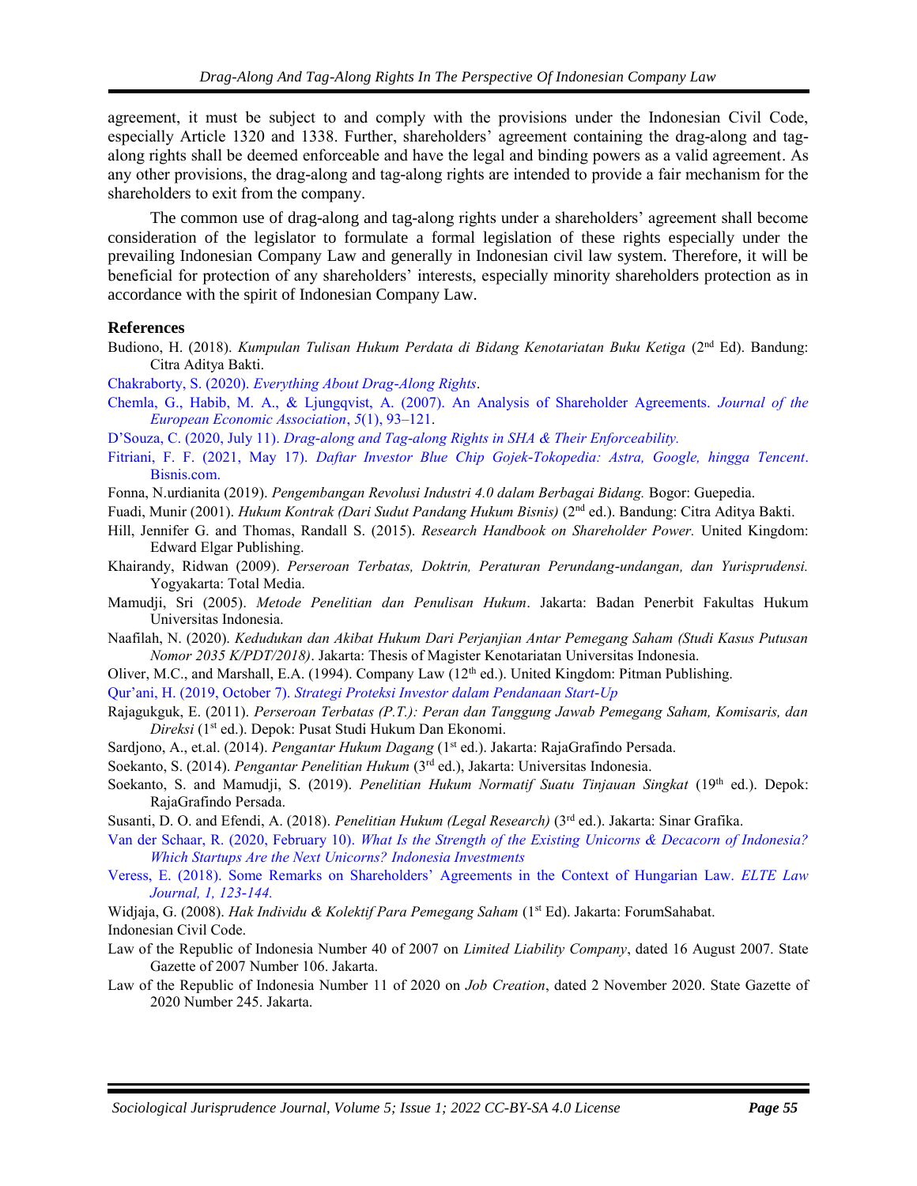agreement, it must be subject to and comply with the provisions under the Indonesian Civil Code, especially Article 1320 and 1338. Further, shareholders' agreement containing the drag-along and tag-along rights shall be deemed enforceable and have the legal and binding powers as a valid agreement. As any other provisions, the drag-along and tag-along rights are intended to provide a fair mechanism for the shareholders to exit from the company.

The common use of drag-along and tag-along rights under a shareholders' agreement shall become consideration of the legislator to formulate a formal legislation of these rights especially under the prevailing Indonesian Company Law and generally in Indonesian civil law system. Therefore, it will be beneficial for protection of any shareholders' interests, especially minority shareholders protection as in accordance with the spirit of Indonesian Company Law.

## References

Budiono, H. (2018). *Kumpulan Tulisan Hukum Perdata di Bidang Kenotariatan Buku Ketiga* (2nd Ed). Bandung: Citra Aditya Bakti.

Chakraborty, S. (2020). *Everything About Drag-Along Rights*.

Chemla, G., Habib, M. A., & Ljungqvist, A. (2007). An Analysis of Shareholder Agreements. *Journal of the European Economic Association*, *5*(1), 93–121.

D'Souza, C. (2020, July 11). *Drag-along and Tag-along Rights in SHA & Their Enforceability.*

Fitriani, F. F. (2021, May 17). *Daftar Investor Blue Chip Gojek-Tokopedia: Astra, Google, hingga Tencent*. Bisnis.com.

Fonna, N.urdianita (2019). *Pengembangan Revolusi Industri 4.0 dalam Berbagai Bidang.* Bogor: Guepedia.

Fuadi, Munir (2001). *Hukum Kontrak (Dari Sudut Pandang Hukum Bisnis)* (2nd ed.). Bandung: Citra Aditya Bakti.

Hill, Jennifer G. and Thomas, Randall S. (2015). *Research Handbook on Shareholder Power.* United Kingdom: Edward Elgar Publishing.

Khairandy, Ridwan (2009). *Perseroan Terbatas, Doktrin, Peraturan Perundang-undangan, dan Yurisprudensi.* Yogyakarta: Total Media.

Mamudji, Sri (2005). *Metode Penelitian dan Penulisan Hukum*. Jakarta: Badan Penerbit Fakultas Hukum Universitas Indonesia.

Naafilah, N. (2020). *Kedudukan dan Akibat Hukum Dari Perjanjian Antar Pemegang Saham (Studi Kasus Putusan Nomor 2035 K/PDT/2018)*. Jakarta: Thesis of Magister Kenotariatan Universitas Indonesia.

Oliver, M.C., and Marshall, E.A. (1994). Company Law (12th ed.). United Kingdom: Pitman Publishing.

Qur'ani, H. (2019, October 7). *Strategi Proteksi Investor dalam Pendanaan Start-Up*

Rajagukguk, E. (2011). *Perseroan Terbatas (P.T.): Peran dan Tanggung Jawab Pemegang Saham, Komisaris, dan Direksi* (1st ed.). Depok: Pusat Studi Hukum Dan Ekonomi.

Sardjono, A., et.al. (2014). *Pengantar Hukum Dagang* (1st ed.). Jakarta: RajaGrafindo Persada.

Soekanto, S. (2014). *Pengantar Penelitian Hukum* (3rd ed.), Jakarta: Universitas Indonesia.

Soekanto, S. and Mamudji, S. (2019). *Penelitian Hukum Normatif Suatu Tinjauan Singkat* (19th ed.). Depok: RajaGrafindo Persada.

Susanti, D. O. and Efendi, A. (2018). *Penelitian Hukum (Legal Research)* (3rd ed.). Jakarta: Sinar Grafika.

Van der Schaar, R. (2020, February 10). *What Is the Strength of the Existing Unicorns & Decacorn of Indonesia? Which Startups Are the Next Unicorns? Indonesia Investments*

Veress, E. (2018). Some Remarks on Shareholders' Agreements in the Context of Hungarian Law. *ELTE Law Journal, 1, 123-144.*

Widjaja, G. (2008). *Hak Individu & Kolektif Para Pemegang Saham* (1st Ed). Jakarta: ForumSahabat.

Indonesian Civil Code.

Law of the Republic of Indonesia Number 40 of 2007 on *Limited Liability Company*, dated 16 August 2007. State Gazette of 2007 Number 106. Jakarta.

Law of the Republic of Indonesia Number 11 of 2020 on *Job Creation*, dated 2 November 2020. State Gazette of 2020 Number 245. Jakarta.